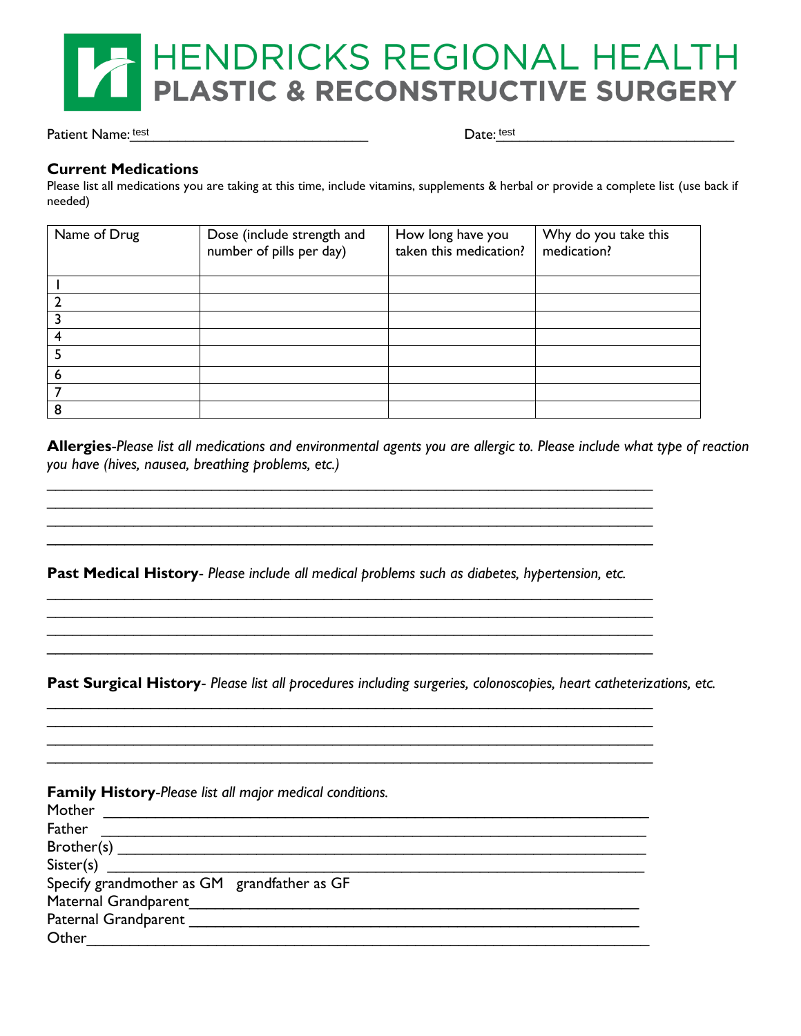# HENDRICKS REGIONAL HEALTH
## PLASTIC & RECONSTRUCTIVE SURGERY

Patient Name: test____________________________ Date: test____________________________

### Current Medications

Please list all medications you are taking at this time, include vitamins, supplements & herbal or provide a complete list (use back if needed)

| Name of Drug | Dose (include strength and number of pills per day) | How long have you taken this medication? | Why do you take this medication? |
|---|---|---|---|
| 1 | | | |
| 2 | | | |
| 3 | | | |
| 4 | | | |
| 5 | | | |
| 6 | | | |
| 7 | | | |
| 8 | | | |

**Allergies**-*Please list all medications and environmental agents you are allergic to. Please include what type of reaction you have (hives, nausea, breathing problems, etc.)*

______________________________________________________________________
______________________________________________________________________
______________________________________________________________________
______________________________________________________________________

**Past Medical History**- *Please include all medical problems such as diabetes, hypertension, etc.*

______________________________________________________________________
______________________________________________________________________
______________________________________________________________________
______________________________________________________________________

**Past Surgical History**- *Please list all procedures including surgeries, colonoscopies, heart catheterizations, etc.*

______________________________________________________________________
______________________________________________________________________
______________________________________________________________________
______________________________________________________________________

**Family History**-*Please list all major medical conditions.*

Mother ______________________________________________________________

Father ______________________________________________________________

Brother(s) ___________________________________________________________

Sister(s) ____________________________________________________________

Specify grandmother as GM grandfather as GF

Maternal Grandparent__________________________________________________

Paternal Grandparent __________________________________________________

Other_______________________________________________________________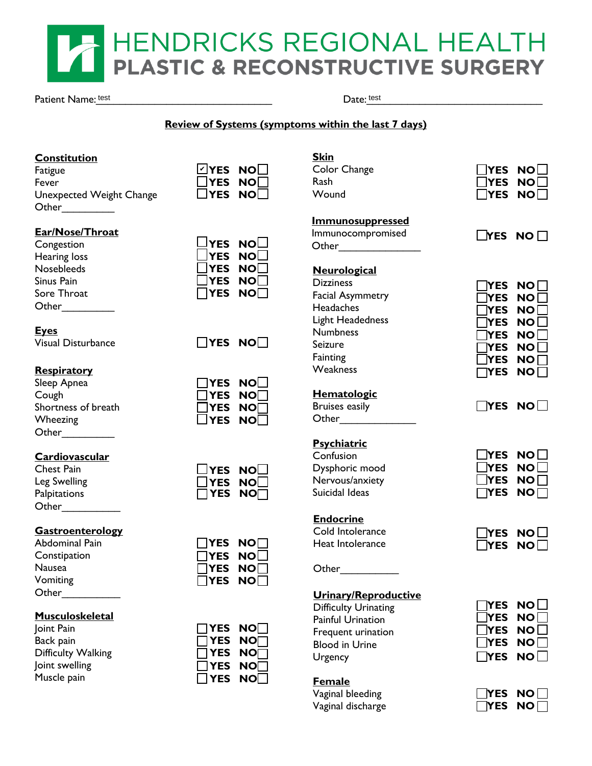# HENDRICKS REGIONAL HEALTH
## PLASTIC & RECONSTRUCTIVE SURGERY

Patient Name: test

Date: test

**Review of Systems (symptoms within the last 7 days)**

**Constitution**

| | YES | NO |
|---|---|---|
| Fatigue | ☑ | ☐ |
| Fever | ☐ | ☐ |
| Unexpected Weight Change | ☐ | ☐ |
| Other__________ | | |

**Ear/Nose/Throat**

| | YES | NO |
|---|---|---|
| Congestion | ☐ | ☐ |
| Hearing loss | ☐ | ☐ |
| Nosebleeds | ☐ | ☐ |
| Sinus Pain | ☐ | ☐ |
| Sore Throat | ☐ | ☐ |
| Other__________ | | |

**Eyes**

| | YES | NO |
|---|---|---|
| Visual Disturbance | ☐ | ☐ |

**Respiratory**

| | YES | NO |
|---|---|---|
| Sleep Apnea | ☐ | ☐ |
| Cough | ☐ | ☐ |
| Shortness of breath | ☐ | ☐ |
| Wheezing | ☐ | ☐ |
| Other__________ | | |

**Cardiovascular**

| | YES | NO |
|---|---|---|
| Chest Pain | ☐ | ☐ |
| Leg Swelling | ☐ | ☐ |
| Palpitations | ☐ | ☐ |
| Other___________ | | |

**Gastroenterology**

| | YES | NO |
|---|---|---|
| Abdominal Pain | ☐ | ☐ |
| Constipation | ☐ | ☐ |
| Nausea | ☐ | ☐ |
| Vomiting | ☐ | ☐ |
| Other___________ | | |

**Musculoskeletal**

| | YES | NO |
|---|---|---|
| Joint Pain | ☐ | ☐ |
| Back pain | ☐ | ☐ |
| Difficulty Walking | ☐ | ☐ |
| Joint swelling | ☐ | ☐ |
| Muscle pain | ☐ | ☐ |

**Skin**

| | YES | NO |
|---|---|---|
| Color Change | ☐ | ☐ |
| Rash | ☐ | ☐ |
| Wound | ☐ | ☐ |

**Immunosuppressed**

| | YES | NO |
|---|---|---|
| Immunocompromised | ☐ | ☐ |
| Other_______________ | | |

**Neurological**

| | YES | NO |
|---|---|---|
| Dizziness | ☐ | ☐ |
| Facial Asymmetry | ☐ | ☐ |
| Headaches | ☐ | ☐ |
| Light Headedness | ☐ | ☐ |
| Numbness | ☐ | ☐ |
| Seizure | ☐ | ☐ |
| Fainting | ☐ | ☐ |
| Weakness | ☐ | ☐ |

**Hematologic**

| | YES | NO |
|---|---|---|
| Bruises easily | ☐ | ☐ |
| Other______________ | | |

**Psychiatric**

| | YES | NO |
|---|---|---|
| Confusion | ☐ | ☐ |
| Dysphoric mood | ☐ | ☐ |
| Nervous/anxiety | ☐ | ☐ |
| Suicidal Ideas | ☐ | ☐ |

**Endocrine**

| | YES | NO |
|---|---|---|
| Cold Intolerance | ☐ | ☐ |
| Heat Intolerance | ☐ | ☐ |
| Other___________ | | |

**Urinary/Reproductive**

| | YES | NO |
|---|---|---|
| Difficulty Urinating | ☐ | ☐ |
| Painful Urination | ☐ | ☐ |
| Frequent urination | ☐ | ☐ |
| Blood in Urine | ☐ | ☐ |
| Urgency | ☐ | ☐ |

**Female**

| | YES | NO |
|---|---|---|
| Vaginal bleeding | ☐ | ☐ |
| Vaginal discharge | ☐ | ☐ |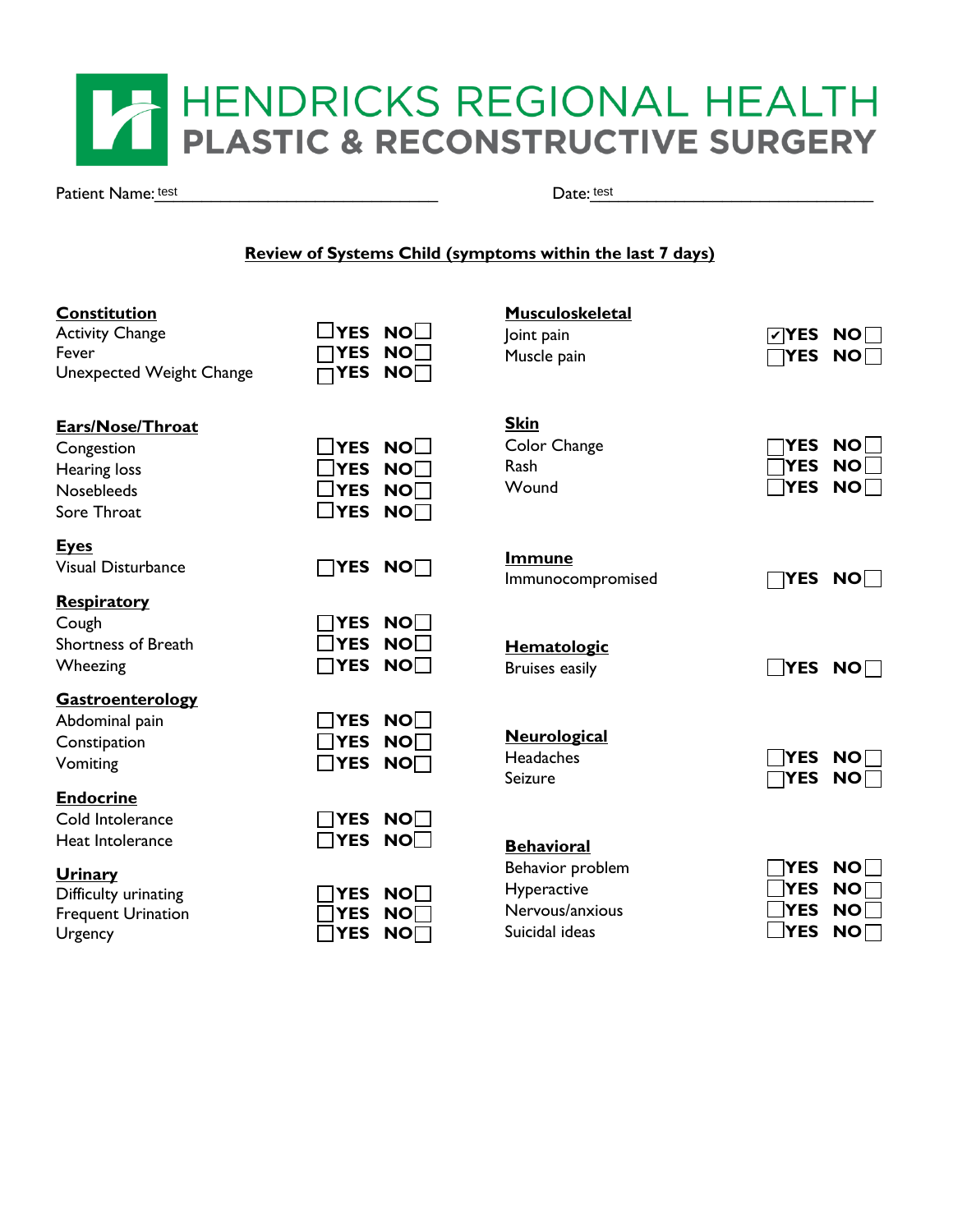# HENDRICKS REGIONAL HEALTH
## PLASTIC & RECONSTRUCTIVE SURGERY

Patient Name: test

Date: test

**Review of Systems Child (symptoms within the last 7 days)**

**Constitution**

| | | |
|---|---|---|
| Activity Change | ☐ YES | NO ☐ |
| Fever | ☐ YES | NO ☐ |
| Unexpected Weight Change | ☐ YES | NO ☐ |

**Ears/Nose/Throat**

| | | |
|---|---|---|
| Congestion | ☐ YES | NO ☐ |
| Hearing loss | ☐ YES | NO ☐ |
| Nosebleeds | ☐ YES | NO ☐ |
| Sore Throat | ☐ YES | NO ☐ |

**Eyes**

| | | |
|---|---|---|
| Visual Disturbance | ☐ YES | NO ☐ |

**Respiratory**

| | | |
|---|---|---|
| Cough | ☐ YES | NO ☐ |
| Shortness of Breath | ☐ YES | NO ☐ |
| Wheezing | ☐ YES | NO ☐ |

**Gastroenterology**

| | | |
|---|---|---|
| Abdominal pain | ☐ YES | NO ☐ |
| Constipation | ☐ YES | NO ☐ |
| Vomiting | ☐ YES | NO ☐ |

**Endocrine**

| | | |
|---|---|---|
| Cold Intolerance | ☐ YES | NO ☐ |
| Heat Intolerance | ☐ YES | NO ☐ |

**Urinary**

| | | |
|---|---|---|
| Difficulty urinating | ☐ YES | NO ☐ |
| Frequent Urination | ☐ YES | NO ☐ |
| Urgency | ☐ YES | NO ☐ |

**Musculoskeletal**

| | | |
|---|---|---|
| Joint pain | ☑ YES | NO ☐ |
| Muscle pain | ☐ YES | NO ☐ |

**Skin**

| | | |
|---|---|---|
| Color Change | ☐ YES | NO ☐ |
| Rash | ☐ YES | NO ☐ |
| Wound | ☐ YES | NO ☐ |

**Immune**

| | | |
|---|---|---|
| Immunocompromised | ☐ YES | NO ☐ |

**Hematologic**

| | | |
|---|---|---|
| Bruises easily | ☐ YES | NO ☐ |

**Neurological**

| | | |
|---|---|---|
| Headaches | ☐ YES | NO ☐ |
| Seizure | ☐ YES | NO ☐ |

**Behavioral**

| | | |
|---|---|---|
| Behavior problem | ☐ YES | NO ☐ |
| Hyperactive | ☐ YES | NO ☐ |
| Nervous/anxious | ☐ YES | NO ☐ |
| Suicidal ideas | ☐ YES | NO ☐ |